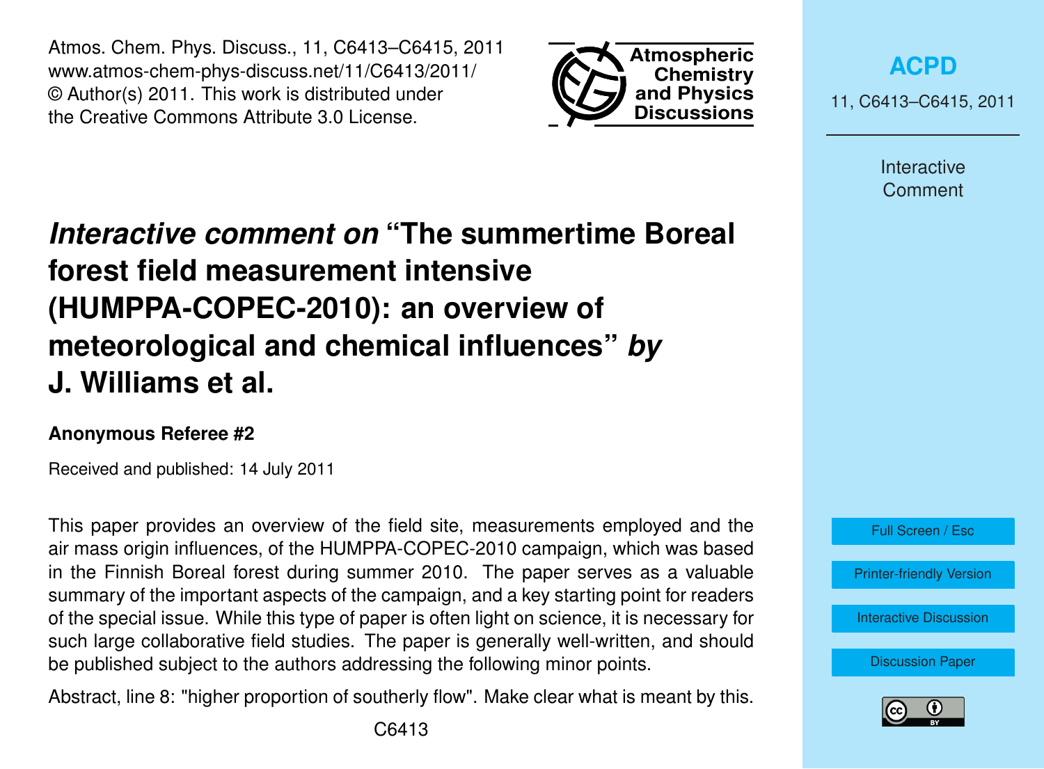# *Interactive comment on* "The summertime Boreal forest field measurement intensive (HUMPPA-COPEC-2010): an overview of meteorological and chemical influences" *by* J. Williams et al.

**Anonymous Referee #2**

Received and published: 14 July 2011

This paper provides an overview of the field site, measurements employed and the air mass origin influences, of the HUMPPA-COPEC-2010 campaign, which was based in the Finnish Boreal forest during summer 2010. The paper serves as a valuable summary of the important aspects of the campaign, and a key starting point for readers of the special issue. While this type of paper is often light on science, it is necessary for such large collaborative field studies. The paper is generally well-written, and should be published subject to the authors addressing the following minor points.

Abstract, line 8: "higher proportion of southerly flow". Make clear what is meant by this.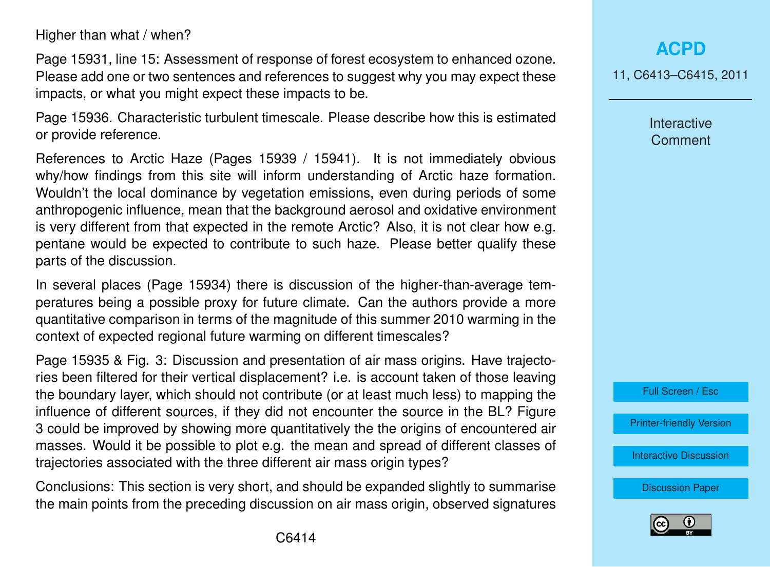Higher than what / when?

Page 15931, line 15: Assessment of response of forest ecosystem to enhanced ozone. Please add one or two sentences and references to suggest why you may expect these impacts, or what you might expect these impacts to be.

Page 15936. Characteristic turbulent timescale. Please describe how this is estimated or provide reference.

References to Arctic Haze (Pages 15939 / 15941). It is not immediately obvious why/how findings from this site will inform understanding of Arctic haze formation. Wouldn't the local dominance by vegetation emissions, even during periods of some anthropogenic influence, mean that the background aerosol and oxidative environment is very different from that expected in the remote Arctic? Also, it is not clear how e.g. pentane would be expected to contribute to such haze. Please better qualify these parts of the discussion.

In several places (Page 15934) there is discussion of the higher-than-average temperatures being a possible proxy for future climate. Can the authors provide a more quantitative comparison in terms of the magnitude of this summer 2010 warming in the context of expected regional future warming on different timescales?

Page 15935 & Fig. 3: Discussion and presentation of air mass origins. Have trajectories been filtered for their vertical displacement? i.e. is account taken of those leaving the boundary layer, which should not contribute (or at least much less) to mapping the influence of different sources, if they did not encounter the source in the BL? Figure 3 could be improved by showing more quantitatively the the origins of encountered air masses. Would it be possible to plot e.g. the mean and spread of different classes of trajectories associated with the three different air mass origin types?

Conclusions: This section is very short, and should be expanded slightly to summarise the main points from the preceding discussion on air mass origin, observed signatures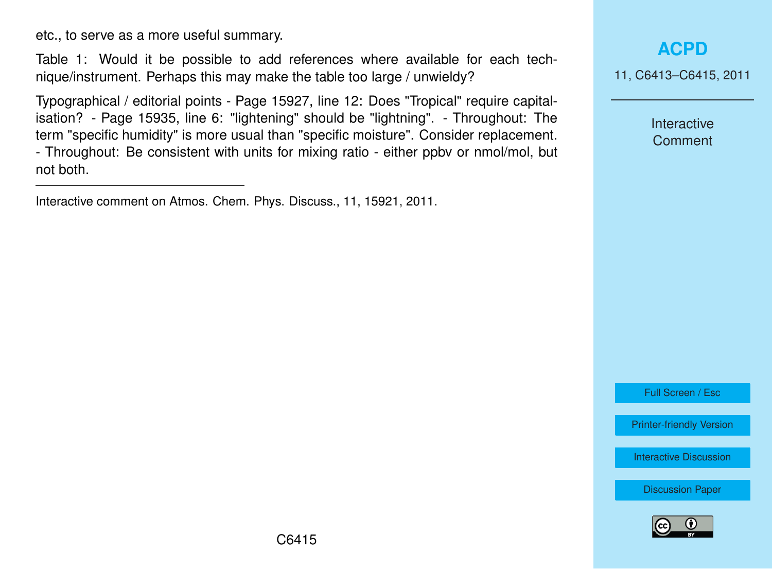etc., to serve as a more useful summary.

Table 1: Would it be possible to add references where available for each technique/instrument. Perhaps this may make the table too large / unwieldy?

Typographical / editorial points - Page 15927, line 12: Does "Tropical" require capitalisation? - Page 15935, line 6: "lightening" should be "lightning". - Throughout: The term "specific humidity" is more usual than "specific moisture". Consider replacement. - Throughout: Be consistent with units for mixing ratio - either ppbv or nmol/mol, but not both.

---

Interactive comment on Atmos. Chem. Phys. Discuss., 11, 15921, 2011.